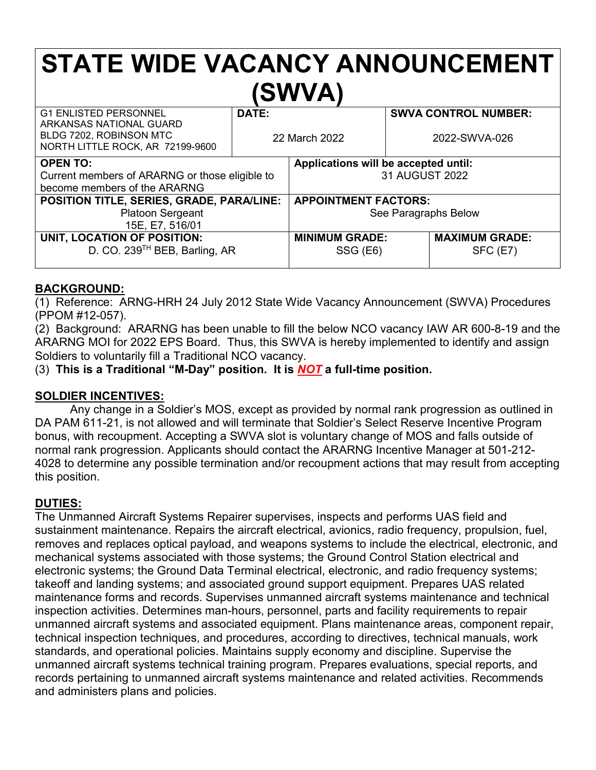# STATE WIDE VACANCY ANNOUNCEMENT (SWVA)

| G1 ENLISTED PERSONNEL<br>ARKANSAS NATIONAL GUARD<br>BLDG 7202, ROBINSON MTC<br>NORTH LITTLE ROCK, AR 72199-9600 | **DATE:**<br>22 March 2022 | | **SWVA CONTROL NUMBER:**<br>2022-SWVA-026 |
|---|---|---|---|
| **OPEN TO:**<br>Current members of ARARNG or those eligible to become members of the ARARNG | | **Applications will be accepted until:**<br>31 AUGUST 2022 | |
| **POSITION TITLE, SERIES, GRADE, PARA/LINE:**<br>Platoon Sergeant<br>15E, E7, 516/01 | | **APPOINTMENT FACTORS:**<br>See Paragraphs Below | |
| **UNIT, LOCATION OF POSITION:**<br>D. CO. 239TH BEB, Barling, AR | | **MINIMUM GRADE:**<br>SSG (E6) | **MAXIMUM GRADE:**<br>SFC (E7) |

## BACKGROUND:

(1) Reference: ARNG-HRH 24 July 2012 State Wide Vacancy Announcement (SWVA) Procedures (PPOM #12-057).

(2) Background: ARARNG has been unable to fill the below NCO vacancy IAW AR 600-8-19 and the ARARNG MOI for 2022 EPS Board. Thus, this SWVA is hereby implemented to identify and assign Soldiers to voluntarily fill a Traditional NCO vacancy.

(3) **This is a Traditional "M-Day" position. It is *NOT* a full-time position.**

## SOLDIER INCENTIVES:

Any change in a Soldier's MOS, except as provided by normal rank progression as outlined in DA PAM 611-21, is not allowed and will terminate that Soldier's Select Reserve Incentive Program bonus, with recoupment. Accepting a SWVA slot is voluntary change of MOS and falls outside of normal rank progression. Applicants should contact the ARARNG Incentive Manager at 501-212-4028 to determine any possible termination and/or recoupment actions that may result from accepting this position.

## DUTIES:

The Unmanned Aircraft Systems Repairer supervises, inspects and performs UAS field and sustainment maintenance. Repairs the aircraft electrical, avionics, radio frequency, propulsion, fuel, removes and replaces optical payload, and weapons systems to include the electrical, electronic, and mechanical systems associated with those systems; the Ground Control Station electrical and electronic systems; the Ground Data Terminal electrical, electronic, and radio frequency systems; takeoff and landing systems; and associated ground support equipment. Prepares UAS related maintenance forms and records. Supervises unmanned aircraft systems maintenance and technical inspection activities. Determines man-hours, personnel, parts and facility requirements to repair unmanned aircraft systems and associated equipment. Plans maintenance areas, component repair, technical inspection techniques, and procedures, according to directives, technical manuals, work standards, and operational policies. Maintains supply economy and discipline. Supervise the unmanned aircraft systems technical training program. Prepares evaluations, special reports, and records pertaining to unmanned aircraft systems maintenance and related activities. Recommends and administers plans and policies.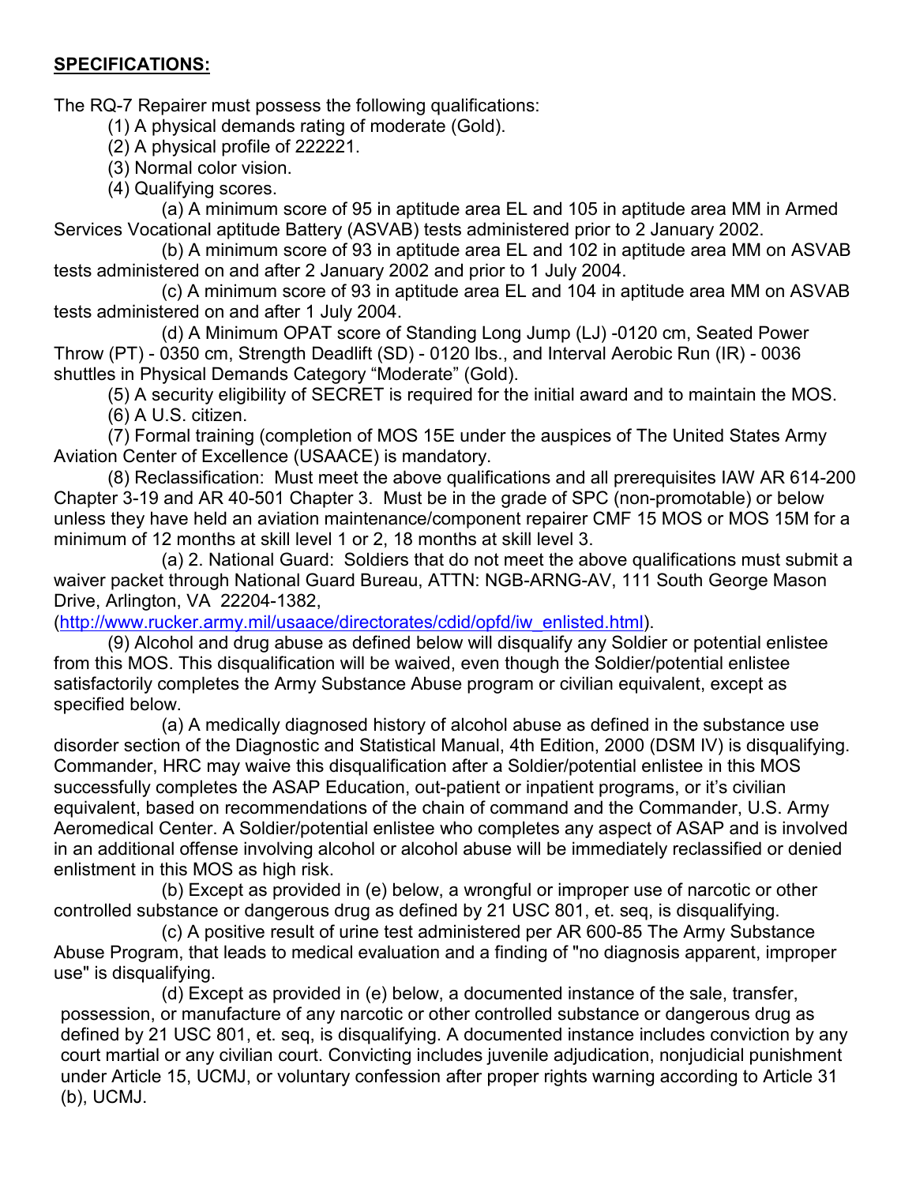**SPECIFICATIONS:**

The RQ-7 Repairer must possess the following qualifications:

(1) A physical demands rating of moderate (Gold).

(2) A physical profile of 222221.

(3) Normal color vision.

(4) Qualifying scores.

(a) A minimum score of 95 in aptitude area EL and 105 in aptitude area MM in Armed Services Vocational aptitude Battery (ASVAB) tests administered prior to 2 January 2002.

(b) A minimum score of 93 in aptitude area EL and 102 in aptitude area MM on ASVAB tests administered on and after 2 January 2002 and prior to 1 July 2004.

(c) A minimum score of 93 in aptitude area EL and 104 in aptitude area MM on ASVAB tests administered on and after 1 July 2004.

(d) A Minimum OPAT score of Standing Long Jump (LJ) -0120 cm, Seated Power Throw (PT) - 0350 cm, Strength Deadlift (SD) - 0120 lbs., and Interval Aerobic Run (IR) - 0036 shuttles in Physical Demands Category "Moderate" (Gold).

(5) A security eligibility of SECRET is required for the initial award and to maintain the MOS.

(6) A U.S. citizen.

(7) Formal training (completion of MOS 15E under the auspices of The United States Army Aviation Center of Excellence (USAACE) is mandatory.

(8) Reclassification: Must meet the above qualifications and all prerequisites IAW AR 614-200 Chapter 3-19 and AR 40-501 Chapter 3. Must be in the grade of SPC (non-promotable) or below unless they have held an aviation maintenance/component repairer CMF 15 MOS or MOS 15M for a minimum of 12 months at skill level 1 or 2, 18 months at skill level 3.

(a) 2. National Guard: Soldiers that do not meet the above qualifications must submit a waiver packet through National Guard Bureau, ATTN: NGB-ARNG-AV, 111 South George Mason Drive, Arlington, VA 22204-1382, (http://www.rucker.army.mil/usaace/directorates/cdid/opfd/iw_enlisted.html).

(9) Alcohol and drug abuse as defined below will disqualify any Soldier or potential enlistee from this MOS. This disqualification will be waived, even though the Soldier/potential enlistee satisfactorily completes the Army Substance Abuse program or civilian equivalent, except as specified below.

(a) A medically diagnosed history of alcohol abuse as defined in the substance use disorder section of the Diagnostic and Statistical Manual, 4th Edition, 2000 (DSM IV) is disqualifying. Commander, HRC may waive this disqualification after a Soldier/potential enlistee in this MOS successfully completes the ASAP Education, out-patient or inpatient programs, or it's civilian equivalent, based on recommendations of the chain of command and the Commander, U.S. Army Aeromedical Center. A Soldier/potential enlistee who completes any aspect of ASAP and is involved in an additional offense involving alcohol or alcohol abuse will be immediately reclassified or denied enlistment in this MOS as high risk.

(b) Except as provided in (e) below, a wrongful or improper use of narcotic or other controlled substance or dangerous drug as defined by 21 USC 801, et. seq, is disqualifying.

(c) A positive result of urine test administered per AR 600-85 The Army Substance Abuse Program, that leads to medical evaluation and a finding of "no diagnosis apparent, improper use" is disqualifying.

(d) Except as provided in (e) below, a documented instance of the sale, transfer, possession, or manufacture of any narcotic or other controlled substance or dangerous drug as defined by 21 USC 801, et. seq, is disqualifying. A documented instance includes conviction by any court martial or any civilian court. Convicting includes juvenile adjudication, nonjudicial punishment under Article 15, UCMJ, or voluntary confession after proper rights warning according to Article 31 (b), UCMJ.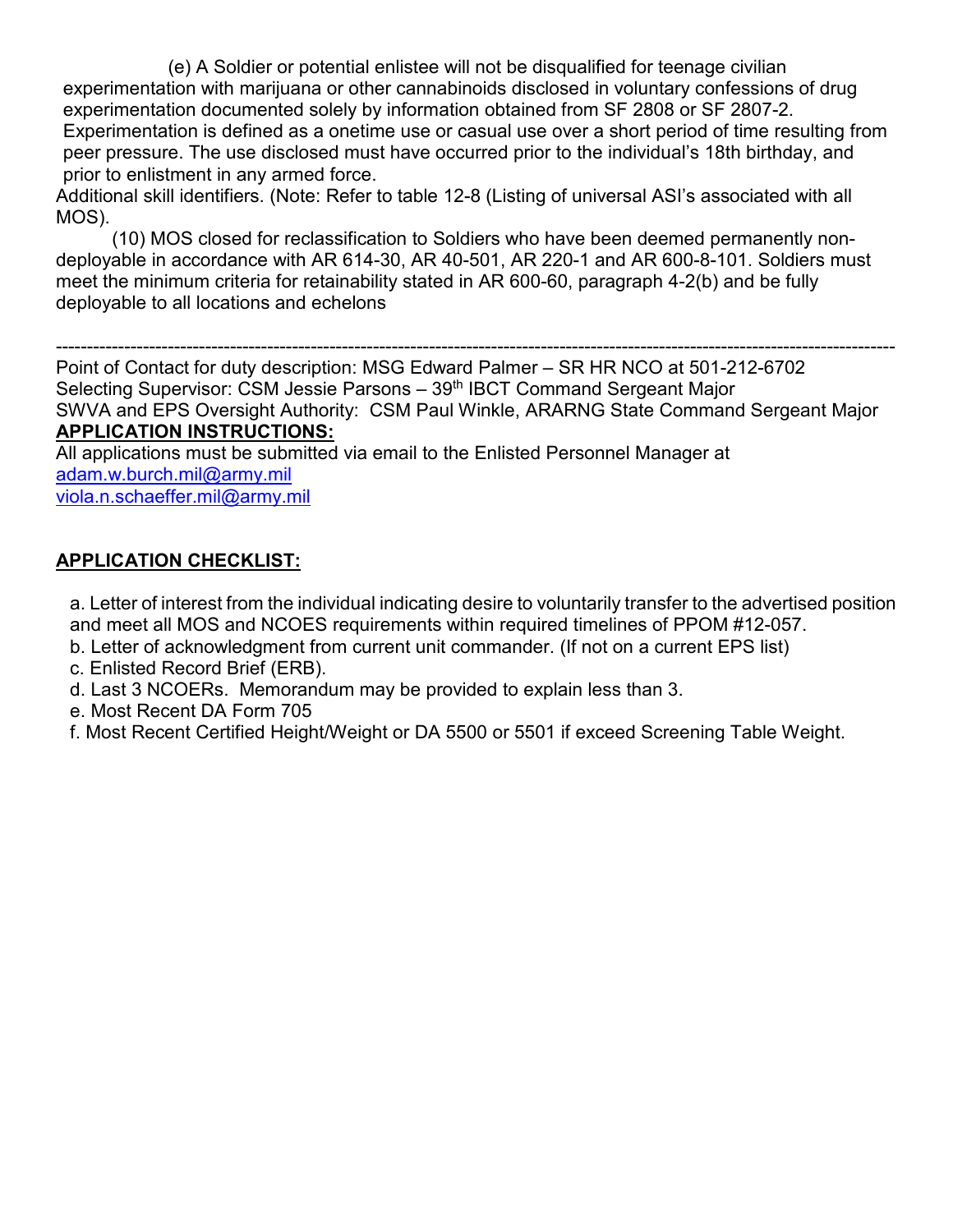(e) A Soldier or potential enlistee will not be disqualified for teenage civilian experimentation with marijuana or other cannabinoids disclosed in voluntary confessions of drug experimentation documented solely by information obtained from SF 2808 or SF 2807-2. Experimentation is defined as a onetime use or casual use over a short period of time resulting from peer pressure. The use disclosed must have occurred prior to the individual's 18th birthday, and prior to enlistment in any armed force.

Additional skill identifiers. (Note: Refer to table 12-8 (Listing of universal ASI's associated with all MOS).

(10) MOS closed for reclassification to Soldiers who have been deemed permanently non-deployable in accordance with AR 614-30, AR 40-501, AR 220-1 and AR 600-8-101. Soldiers must meet the minimum criteria for retainability stated in AR 600-60, paragraph 4-2(b) and be fully deployable to all locations and echelons

---

Point of Contact for duty description: MSG Edward Palmer – SR HR NCO at 501-212-6702

Selecting Supervisor: CSM Jessie Parsons – 39th IBCT Command Sergeant Major

SWVA and EPS Oversight Authority: CSM Paul Winkle, ARARNG State Command Sergeant Major

**APPLICATION INSTRUCTIONS:**

All applications must be submitted via email to the Enlisted Personnel Manager at

adam.w.burch.mil@army.mil

viola.n.schaeffer.mil@army.mil

**APPLICATION CHECKLIST:**

a. Letter of interest from the individual indicating desire to voluntarily transfer to the advertised position and meet all MOS and NCOES requirements within required timelines of PPOM #12-057.

b. Letter of acknowledgment from current unit commander. (If not on a current EPS list)

c. Enlisted Record Brief (ERB).

d. Last 3 NCOERs. Memorandum may be provided to explain less than 3.

e. Most Recent DA Form 705

f. Most Recent Certified Height/Weight or DA 5500 or 5501 if exceed Screening Table Weight.